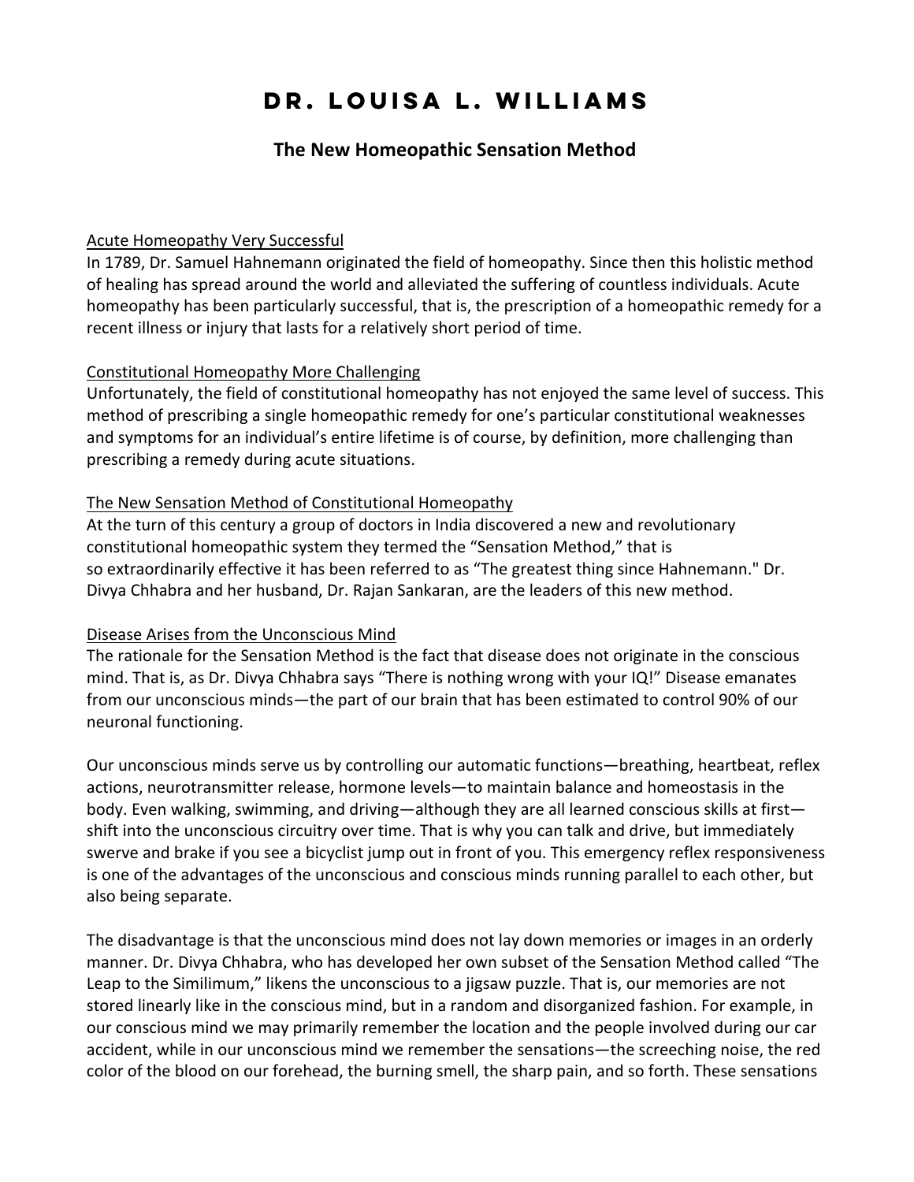# Dr. Louisa L. Williams

## The New Homeopathic Sensation Method

<u>Acute Homeopathy Very Successful</u>

In 1789, Dr. Samuel Hahnemann originated the field of homeopathy. Since then this holistic method of healing has spread around the world and alleviated the suffering of countless individuals. Acute homeopathy has been particularly successful, that is, the prescription of a homeopathic remedy for a recent illness or injury that lasts for a relatively short period of time.

<u>Constitutional Homeopathy More Challenging</u>

Unfortunately, the field of constitutional homeopathy has not enjoyed the same level of success. This method of prescribing a single homeopathic remedy for one's particular constitutional weaknesses and symptoms for an individual's entire lifetime is of course, by definition, more challenging than prescribing a remedy during acute situations.

<u>The New Sensation Method of Constitutional Homeopathy</u>

At the turn of this century a group of doctors in India discovered a new and revolutionary constitutional homeopathic system they termed the "Sensation Method," that is so extraordinarily effective it has been referred to as "The greatest thing since Hahnemann." Dr. Divya Chhabra and her husband, Dr. Rajan Sankaran, are the leaders of this new method.

<u>Disease Arises from the Unconscious Mind</u>

The rationale for the Sensation Method is the fact that disease does not originate in the conscious mind. That is, as Dr. Divya Chhabra says "There is nothing wrong with your IQ!" Disease emanates from our unconscious minds—the part of our brain that has been estimated to control 90% of our neuronal functioning.

Our unconscious minds serve us by controlling our automatic functions—breathing, heartbeat, reflex actions, neurotransmitter release, hormone levels—to maintain balance and homeostasis in the body. Even walking, swimming, and driving—although they are all learned conscious skills at first—shift into the unconscious circuitry over time. That is why you can talk and drive, but immediately swerve and brake if you see a bicyclist jump out in front of you. This emergency reflex responsiveness is one of the advantages of the unconscious and conscious minds running parallel to each other, but also being separate.

The disadvantage is that the unconscious mind does not lay down memories or images in an orderly manner. Dr. Divya Chhabra, who has developed her own subset of the Sensation Method called "The Leap to the Similimum," likens the unconscious to a jigsaw puzzle. That is, our memories are not stored linearly like in the conscious mind, but in a random and disorganized fashion. For example, in our conscious mind we may primarily remember the location and the people involved during our car accident, while in our unconscious mind we remember the sensations—the screeching noise, the red color of the blood on our forehead, the burning smell, the sharp pain, and so forth. These sensations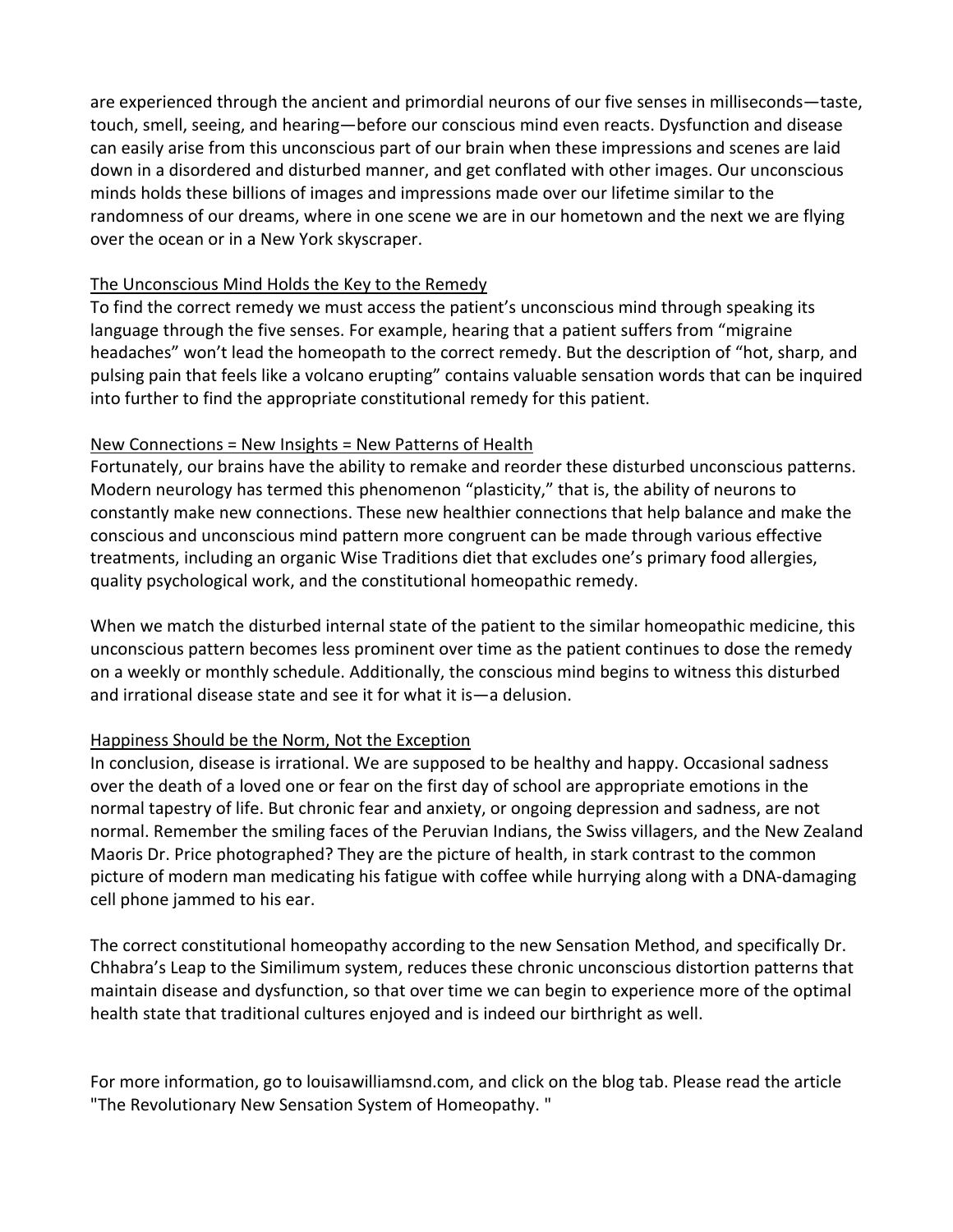are experienced through the ancient and primordial neurons of our five senses in milliseconds—taste, touch, smell, seeing, and hearing—before our conscious mind even reacts. Dysfunction and disease can easily arise from this unconscious part of our brain when these impressions and scenes are laid down in a disordered and disturbed manner, and get conflated with other images. Our unconscious minds holds these billions of images and impressions made over our lifetime similar to the randomness of our dreams, where in one scene we are in our hometown and the next we are flying over the ocean or in a New York skyscraper.

## The Unconscious Mind Holds the Key to the Remedy

To find the correct remedy we must access the patient's unconscious mind through speaking its language through the five senses. For example, hearing that a patient suffers from "migraine headaches" won't lead the homeopath to the correct remedy. But the description of "hot, sharp, and pulsing pain that feels like a volcano erupting" contains valuable sensation words that can be inquired into further to find the appropriate constitutional remedy for this patient.

## New Connections = New Insights = New Patterns of Health

Fortunately, our brains have the ability to remake and reorder these disturbed unconscious patterns. Modern neurology has termed this phenomenon "plasticity," that is, the ability of neurons to constantly make new connections. These new healthier connections that help balance and make the conscious and unconscious mind pattern more congruent can be made through various effective treatments, including an organic Wise Traditions diet that excludes one's primary food allergies, quality psychological work, and the constitutional homeopathic remedy.

When we match the disturbed internal state of the patient to the similar homeopathic medicine, this unconscious pattern becomes less prominent over time as the patient continues to dose the remedy on a weekly or monthly schedule. Additionally, the conscious mind begins to witness this disturbed and irrational disease state and see it for what it is—a delusion.

## Happiness Should be the Norm, Not the Exception

In conclusion, disease is irrational. We are supposed to be healthy and happy. Occasional sadness over the death of a loved one or fear on the first day of school are appropriate emotions in the normal tapestry of life. But chronic fear and anxiety, or ongoing depression and sadness, are not normal. Remember the smiling faces of the Peruvian Indians, the Swiss villagers, and the New Zealand Maoris Dr. Price photographed? They are the picture of health, in stark contrast to the common picture of modern man medicating his fatigue with coffee while hurrying along with a DNA-damaging cell phone jammed to his ear.

The correct constitutional homeopathy according to the new Sensation Method, and specifically Dr. Chhabra's Leap to the Similimum system, reduces these chronic unconscious distortion patterns that maintain disease and dysfunction, so that over time we can begin to experience more of the optimal health state that traditional cultures enjoyed and is indeed our birthright as well.

For more information, go to louisawilliamsnd.com, and click on the blog tab. Please read the article "The Revolutionary New Sensation System of Homeopathy. "